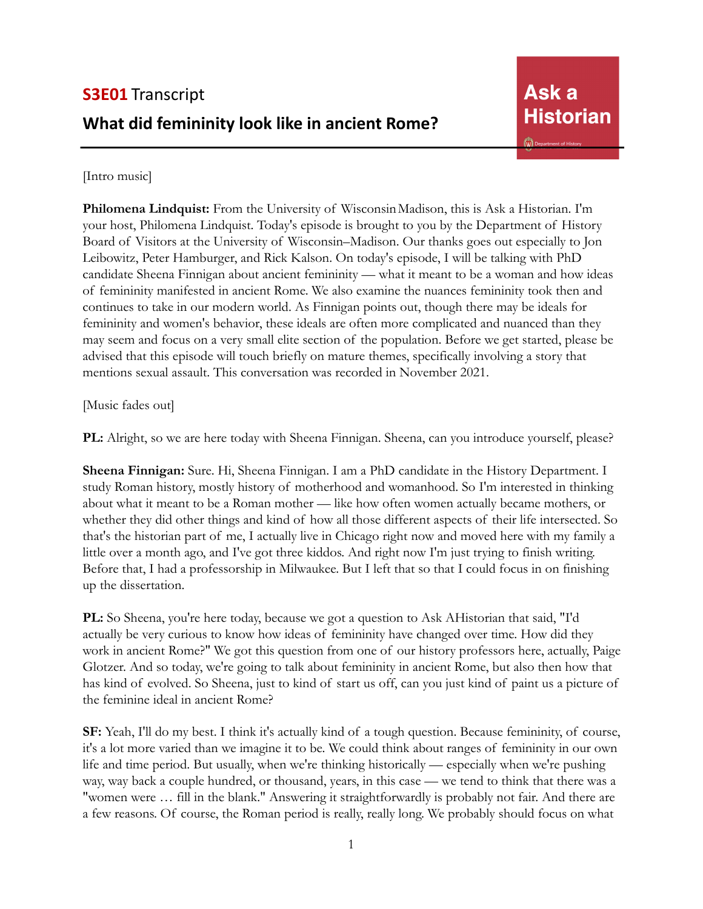# S3E01 Transcript

## What did femininity look like in ancient Rome?

**Ask a Historian**

[Intro music]

**Philomena Lindquist:** From the University of WisconsinMadison, this is Ask a Historian. I'm your host, Philomena Lindquist. Today's episode is brought to you by the Department of History Board of Visitors at the University of Wisconsin–Madison. Our thanks goes out especially to Jon Leibowitz, Peter Hamburger, and Rick Kalson. On today's episode, I will be talking with PhD candidate Sheena Finnigan about ancient femininity — what it meant to be a woman and how ideas of femininity manifested in ancient Rome. We also examine the nuances femininity took then and continues to take in our modern world. As Finnigan points out, though there may be ideals for femininity and women's behavior, these ideals are often more complicated and nuanced than they may seem and focus on a very small elite section of the population. Before we get started, please be advised that this episode will touch briefly on mature themes, specifically involving a story that mentions sexual assault. This conversation was recorded in November 2021.

[Music fades out]

**PL:** Alright, so we are here today with Sheena Finnigan. Sheena, can you introduce yourself, please?

**Sheena Finnigan:** Sure. Hi, Sheena Finnigan. I am a PhD candidate in the History Department. I study Roman history, mostly history of motherhood and womanhood. So I'm interested in thinking about what it meant to be a Roman mother — like how often women actually became mothers, or whether they did other things and kind of how all those different aspects of their life intersected. So that's the historian part of me, I actually live in Chicago right now and moved here with my family a little over a month ago, and I've got three kiddos. And right now I'm just trying to finish writing. Before that, I had a professorship in Milwaukee. But I left that so that I could focus in on finishing up the dissertation.

**PL:** So Sheena, you're here today, because we got a question to Ask AHistorian that said, "I'd actually be very curious to know how ideas of femininity have changed over time. How did they work in ancient Rome?" We got this question from one of our history professors here, actually, Paige Glotzer. And so today, we're going to talk about femininity in ancient Rome, but also then how that has kind of evolved. So Sheena, just to kind of start us off, can you just kind of paint us a picture of the feminine ideal in ancient Rome?

**SF:** Yeah, I'll do my best. I think it's actually kind of a tough question. Because femininity, of course, it's a lot more varied than we imagine it to be. We could think about ranges of femininity in our own life and time period. But usually, when we're thinking historically — especially when we're pushing way, way back a couple hundred, or thousand, years, in this case — we tend to think that there was a "women were … fill in the blank." Answering it straightforwardly is probably not fair. And there are a few reasons. Of course, the Roman period is really, really long. We probably should focus on what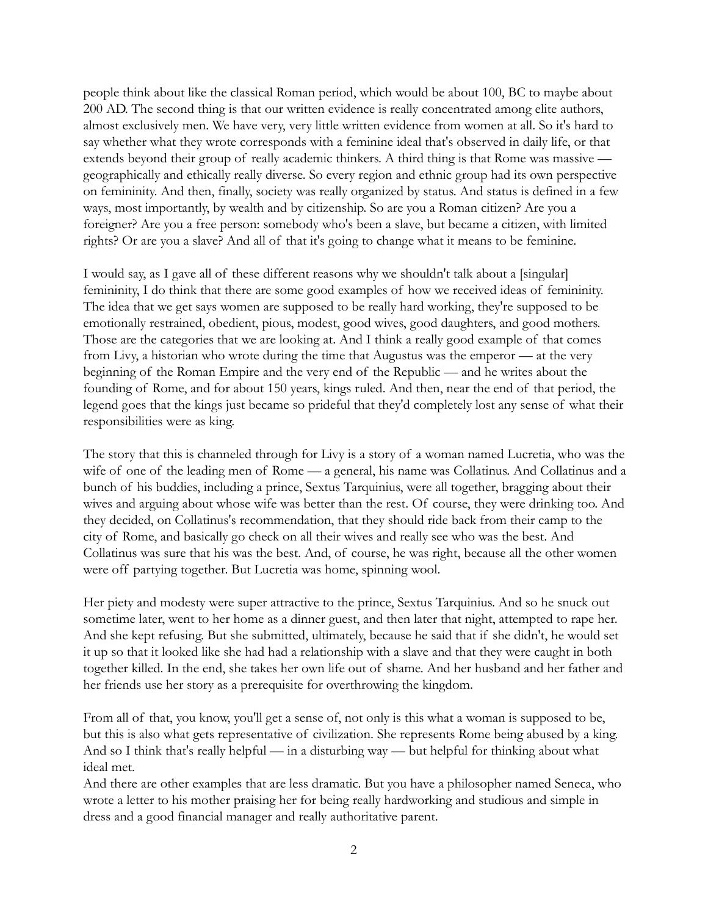people think about like the classical Roman period, which would be about 100, BC to maybe about 200 AD. The second thing is that our written evidence is really concentrated among elite authors, almost exclusively men. We have very, very little written evidence from women at all. So it's hard to say whether what they wrote corresponds with a feminine ideal that's observed in daily life, or that extends beyond their group of really academic thinkers. A third thing is that Rome was massive — geographically and ethically really diverse. So every region and ethnic group had its own perspective on femininity. And then, finally, society was really organized by status. And status is defined in a few ways, most importantly, by wealth and by citizenship. So are you a Roman citizen? Are you a foreigner? Are you a free person: somebody who's been a slave, but became a citizen, with limited rights? Or are you a slave? And all of that it's going to change what it means to be feminine.

I would say, as I gave all of these different reasons why we shouldn't talk about a [singular] femininity, I do think that there are some good examples of how we received ideas of femininity. The idea that we get says women are supposed to be really hard working, they're supposed to be emotionally restrained, obedient, pious, modest, good wives, good daughters, and good mothers. Those are the categories that we are looking at. And I think a really good example of that comes from Livy, a historian who wrote during the time that Augustus was the emperor — at the very beginning of the Roman Empire and the very end of the Republic — and he writes about the founding of Rome, and for about 150 years, kings ruled. And then, near the end of that period, the legend goes that the kings just became so prideful that they'd completely lost any sense of what their responsibilities were as king.

The story that this is channeled through for Livy is a story of a woman named Lucretia, who was the wife of one of the leading men of Rome — a general, his name was Collatinus. And Collatinus and a bunch of his buddies, including a prince, Sextus Tarquinius, were all together, bragging about their wives and arguing about whose wife was better than the rest. Of course, they were drinking too. And they decided, on Collatinus's recommendation, that they should ride back from their camp to the city of Rome, and basically go check on all their wives and really see who was the best. And Collatinus was sure that his was the best. And, of course, he was right, because all the other women were off partying together. But Lucretia was home, spinning wool.

Her piety and modesty were super attractive to the prince, Sextus Tarquinius. And so he snuck out sometime later, went to her home as a dinner guest, and then later that night, attempted to rape her. And she kept refusing. But she submitted, ultimately, because he said that if she didn't, he would set it up so that it looked like she had had a relationship with a slave and that they were caught in both together killed. In the end, she takes her own life out of shame. And her husband and her father and her friends use her story as a prerequisite for overthrowing the kingdom.

From all of that, you know, you'll get a sense of, not only is this what a woman is supposed to be, but this is also what gets representative of civilization. She represents Rome being abused by a king. And so I think that's really helpful — in a disturbing way — but helpful for thinking about what ideal met.

And there are other examples that are less dramatic. But you have a philosopher named Seneca, who wrote a letter to his mother praising her for being really hardworking and studious and simple in dress and a good financial manager and really authoritative parent.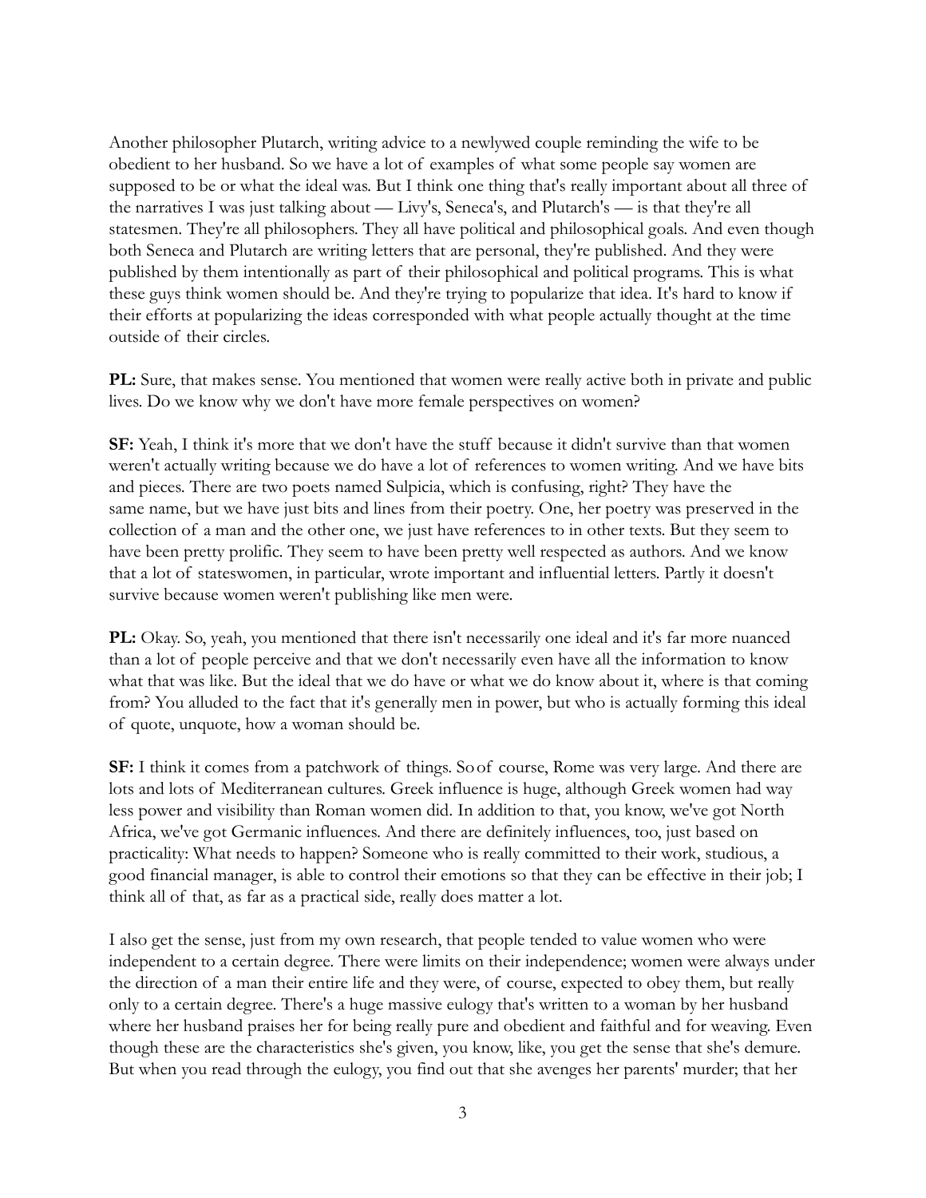Another philosopher Plutarch, writing advice to a newlywed couple reminding the wife to be obedient to her husband. So we have a lot of examples of what some people say women are supposed to be or what the ideal was. But I think one thing that's really important about all three of the narratives I was just talking about — Livy's, Seneca's, and Plutarch's — is that they're all statesmen. They're all philosophers. They all have political and philosophical goals. And even though both Seneca and Plutarch are writing letters that are personal, they're published. And they were published by them intentionally as part of their philosophical and political programs. This is what these guys think women should be. And they're trying to popularize that idea. It's hard to know if their efforts at popularizing the ideas corresponded with what people actually thought at the time outside of their circles.

**PL:** Sure, that makes sense. You mentioned that women were really active both in private and public lives. Do we know why we don't have more female perspectives on women?

**SF:** Yeah, I think it's more that we don't have the stuff because it didn't survive than that women weren't actually writing because we do have a lot of references to women writing. And we have bits and pieces. There are two poets named Sulpicia, which is confusing, right? They have the same name, but we have just bits and lines from their poetry. One, her poetry was preserved in the collection of a man and the other one, we just have references to in other texts. But they seem to have been pretty prolific. They seem to have been pretty well respected as authors. And we know that a lot of stateswomen, in particular, wrote important and influential letters. Partly it doesn't survive because women weren't publishing like men were.

**PL:** Okay. So, yeah, you mentioned that there isn't necessarily one ideal and it's far more nuanced than a lot of people perceive and that we don't necessarily even have all the information to know what that was like. But the ideal that we do have or what we do know about it, where is that coming from? You alluded to the fact that it's generally men in power, but who is actually forming this ideal of quote, unquote, how a woman should be.

**SF:** I think it comes from a patchwork of things. So of course, Rome was very large. And there are lots and lots of Mediterranean cultures. Greek influence is huge, although Greek women had way less power and visibility than Roman women did. In addition to that, you know, we've got North Africa, we've got Germanic influences. And there are definitely influences, too, just based on practicality: What needs to happen? Someone who is really committed to their work, studious, a good financial manager, is able to control their emotions so that they can be effective in their job; I think all of that, as far as a practical side, really does matter a lot.

I also get the sense, just from my own research, that people tended to value women who were independent to a certain degree. There were limits on their independence; women were always under the direction of a man their entire life and they were, of course, expected to obey them, but really only to a certain degree. There's a huge massive eulogy that's written to a woman by her husband where her husband praises her for being really pure and obedient and faithful and for weaving. Even though these are the characteristics she's given, you know, like, you get the sense that she's demure. But when you read through the eulogy, you find out that she avenges her parents' murder; that her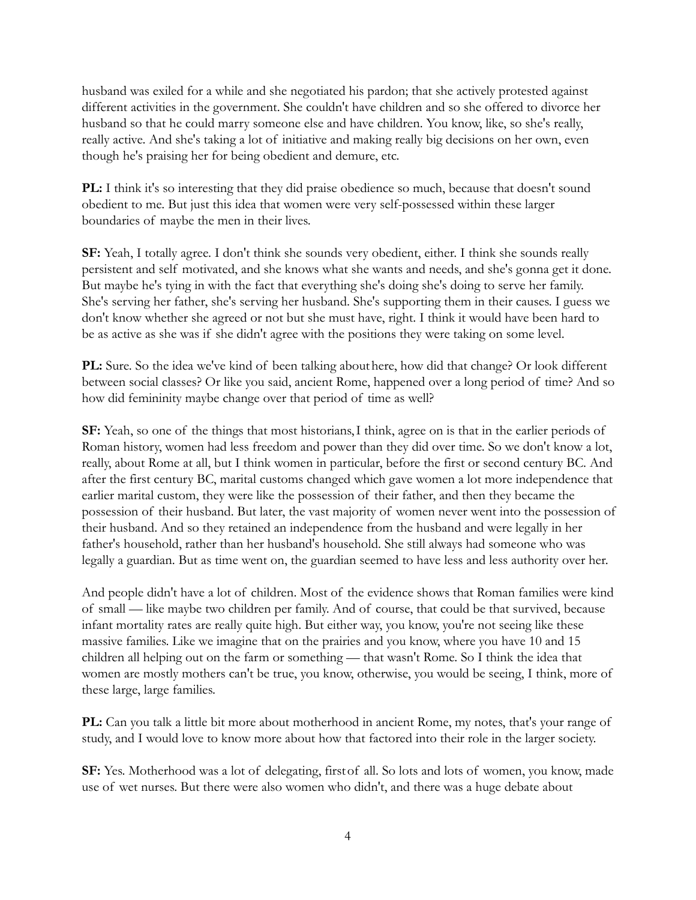husband was exiled for a while and she negotiated his pardon; that she actively protested against different activities in the government. She couldn't have children and so she offered to divorce her husband so that he could marry someone else and have children. You know, like, so she's really, really active. And she's taking a lot of initiative and making really big decisions on her own, even though he's praising her for being obedient and demure, etc.

**PL:** I think it's so interesting that they did praise obedience so much, because that doesn't sound obedient to me. But just this idea that women were very self-possessed within these larger boundaries of maybe the men in their lives.

**SF:** Yeah, I totally agree. I don't think she sounds very obedient, either. I think she sounds really persistent and self motivated, and she knows what she wants and needs, and she's gonna get it done. But maybe he's tying in with the fact that everything she's doing she's doing to serve her family. She's serving her father, she's serving her husband. She's supporting them in their causes. I guess we don't know whether she agreed or not but she must have, right. I think it would have been hard to be as active as she was if she didn't agree with the positions they were taking on some level.

**PL:** Sure. So the idea we've kind of been talking about here, how did that change? Or look different between social classes? Or like you said, ancient Rome, happened over a long period of time? And so how did femininity maybe change over that period of time as well?

**SF:** Yeah, so one of the things that most historians, I think, agree on is that in the earlier periods of Roman history, women had less freedom and power than they did over time. So we don't know a lot, really, about Rome at all, but I think women in particular, before the first or second century BC. And after the first century BC, marital customs changed which gave women a lot more independence that earlier marital custom, they were like the possession of their father, and then they became the possession of their husband. But later, the vast majority of women never went into the possession of their husband. And so they retained an independence from the husband and were legally in her father's household, rather than her husband's household. She still always had someone who was legally a guardian. But as time went on, the guardian seemed to have less and less authority over her.

And people didn't have a lot of children. Most of the evidence shows that Roman families were kind of small — like maybe two children per family. And of course, that could be that survived, because infant mortality rates are really quite high. But either way, you know, you're not seeing like these massive families. Like we imagine that on the prairies and you know, where you have 10 and 15 children all helping out on the farm or something — that wasn't Rome. So I think the idea that women are mostly mothers can't be true, you know, otherwise, you would be seeing, I think, more of these large, large families.

**PL:** Can you talk a little bit more about motherhood in ancient Rome, my notes, that's your range of study, and I would love to know more about how that factored into their role in the larger society.

**SF:** Yes. Motherhood was a lot of delegating, first of all. So lots and lots of women, you know, made use of wet nurses. But there were also women who didn't, and there was a huge debate about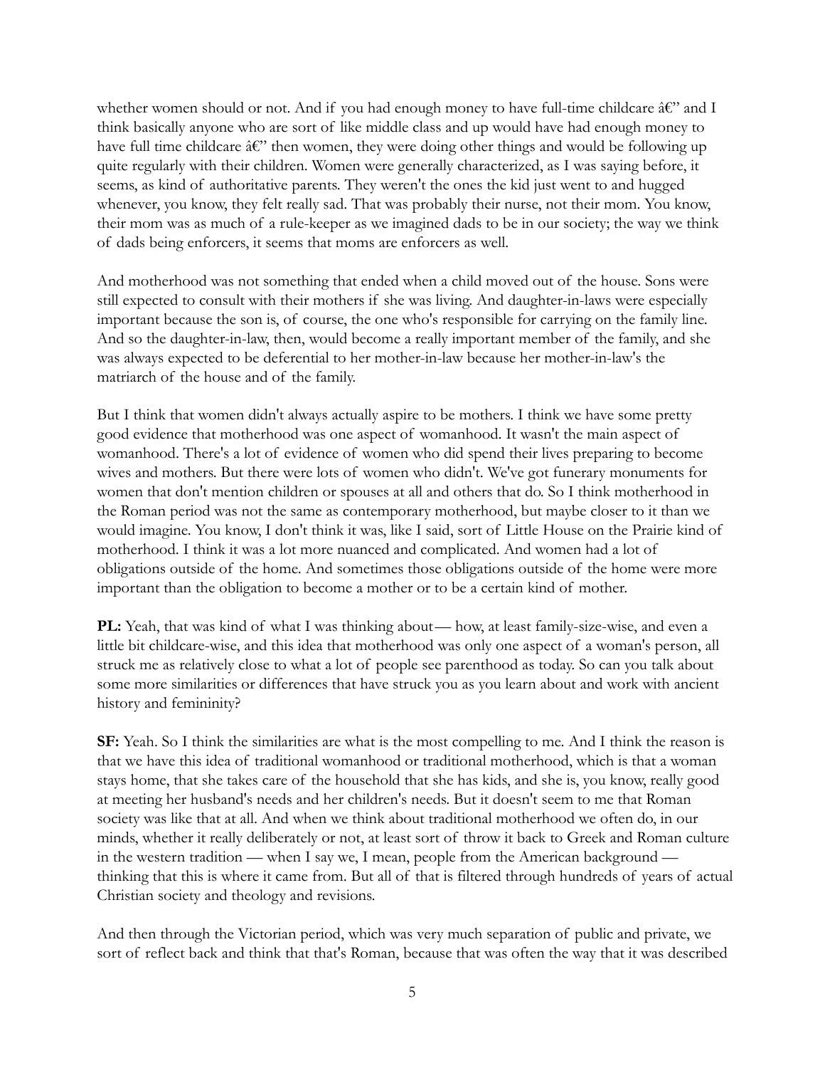whether women should or not. And if you had enough money to have full-time childcare â€" and I think basically anyone who are sort of like middle class and up would have had enough money to have full time childcare â€" then women, they were doing other things and would be following up quite regularly with their children. Women were generally characterized, as I was saying before, it seems, as kind of authoritative parents. They weren't the ones the kid just went to and hugged whenever, you know, they felt really sad. That was probably their nurse, not their mom. You know, their mom was as much of a rule-keeper as we imagined dads to be in our society; the way we think of dads being enforcers, it seems that moms are enforcers as well.

And motherhood was not something that ended when a child moved out of the house. Sons were still expected to consult with their mothers if she was living. And daughter-in-laws were especially important because the son is, of course, the one who's responsible for carrying on the family line. And so the daughter-in-law, then, would become a really important member of the family, and she was always expected to be deferential to her mother-in-law because her mother-in-law's the matriarch of the house and of the family.

But I think that women didn't always actually aspire to be mothers. I think we have some pretty good evidence that motherhood was one aspect of womanhood. It wasn't the main aspect of womanhood. There's a lot of evidence of women who did spend their lives preparing to become wives and mothers. But there were lots of women who didn't. We've got funerary monuments for women that don't mention children or spouses at all and others that do. So I think motherhood in the Roman period was not the same as contemporary motherhood, but maybe closer to it than we would imagine. You know, I don't think it was, like I said, sort of Little House on the Prairie kind of motherhood. I think it was a lot more nuanced and complicated. And women had a lot of obligations outside of the home. And sometimes those obligations outside of the home were more important than the obligation to become a mother or to be a certain kind of mother.

**PL:** Yeah, that was kind of what I was thinking about— how, at least family-size-wise, and even a little bit childcare-wise, and this idea that motherhood was only one aspect of a woman's person, all struck me as relatively close to what a lot of people see parenthood as today. So can you talk about some more similarities or differences that have struck you as you learn about and work with ancient history and femininity?

**SF:** Yeah. So I think the similarities are what is the most compelling to me. And I think the reason is that we have this idea of traditional womanhood or traditional motherhood, which is that a woman stays home, that she takes care of the household that she has kids, and she is, you know, really good at meeting her husband's needs and her children's needs. But it doesn't seem to me that Roman society was like that at all. And when we think about traditional motherhood we often do, in our minds, whether it really deliberately or not, at least sort of throw it back to Greek and Roman culture in the western tradition — when I say we, I mean, people from the American background — thinking that this is where it came from. But all of that is filtered through hundreds of years of actual Christian society and theology and revisions.

And then through the Victorian period, which was very much separation of public and private, we sort of reflect back and think that that's Roman, because that was often the way that it was described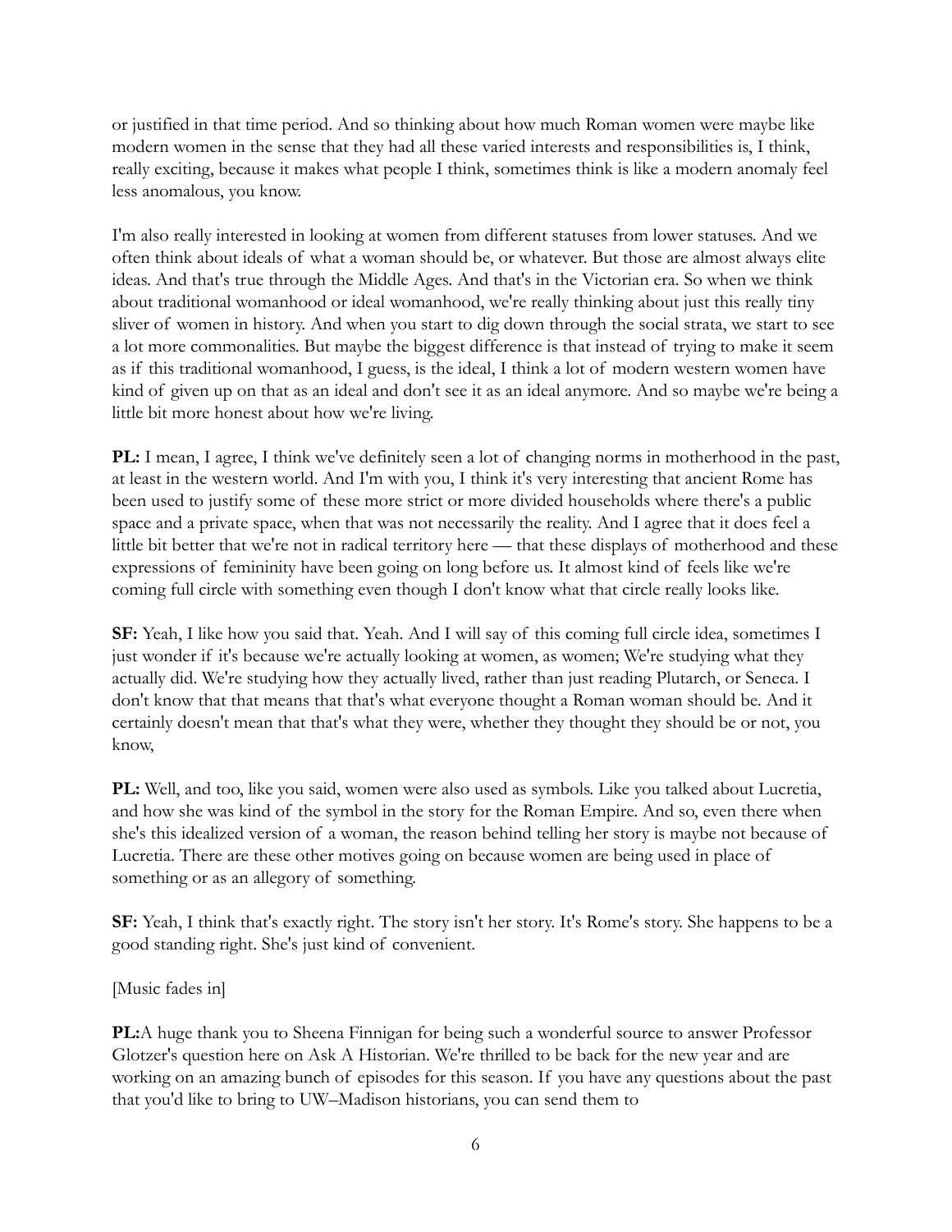or justified in that time period. And so thinking about how much Roman women were maybe like modern women in the sense that they had all these varied interests and responsibilities is, I think, really exciting, because it makes what people I think, sometimes think is like a modern anomaly feel less anomalous, you know.

I'm also really interested in looking at women from different statuses from lower statuses. And we often think about ideals of what a woman should be, or whatever. But those are almost always elite ideas. And that's true through the Middle Ages. And that's in the Victorian era. So when we think about traditional womanhood or ideal womanhood, we're really thinking about just this really tiny sliver of women in history. And when you start to dig down through the social strata, we start to see a lot more commonalities. But maybe the biggest difference is that instead of trying to make it seem as if this traditional womanhood, I guess, is the ideal, I think a lot of modern western women have kind of given up on that as an ideal and don't see it as an ideal anymore. And so maybe we're being a little bit more honest about how we're living.

**PL:** I mean, I agree, I think we've definitely seen a lot of changing norms in motherhood in the past, at least in the western world. And I'm with you, I think it's very interesting that ancient Rome has been used to justify some of these more strict or more divided households where there's a public space and a private space, when that was not necessarily the reality. And I agree that it does feel a little bit better that we're not in radical territory here — that these displays of motherhood and these expressions of femininity have been going on long before us. It almost kind of feels like we're coming full circle with something even though I don't know what that circle really looks like.

**SF:** Yeah, I like how you said that. Yeah. And I will say of this coming full circle idea, sometimes I just wonder if it's because we're actually looking at women, as women; We're studying what they actually did. We're studying how they actually lived, rather than just reading Plutarch, or Seneca. I don't know that that means that that's what everyone thought a Roman woman should be. And it certainly doesn't mean that that's what they were, whether they thought they should be or not, you know,

**PL:** Well, and too, like you said, women were also used as symbols. Like you talked about Lucretia, and how she was kind of the symbol in the story for the Roman Empire. And so, even there when she's this idealized version of a woman, the reason behind telling her story is maybe not because of Lucretia. There are these other motives going on because women are being used in place of something or as an allegory of something.

**SF:** Yeah, I think that's exactly right. The story isn't her story. It's Rome's story. She happens to be a good standing right. She's just kind of convenient.

[Music fades in]

**PL:**A huge thank you to Sheena Finnigan for being such a wonderful source to answer Professor Glotzer's question here on Ask A Historian. We're thrilled to be back for the new year and are working on an amazing bunch of episodes for this season. If you have any questions about the past that you'd like to bring to UW–Madison historians, you can send them to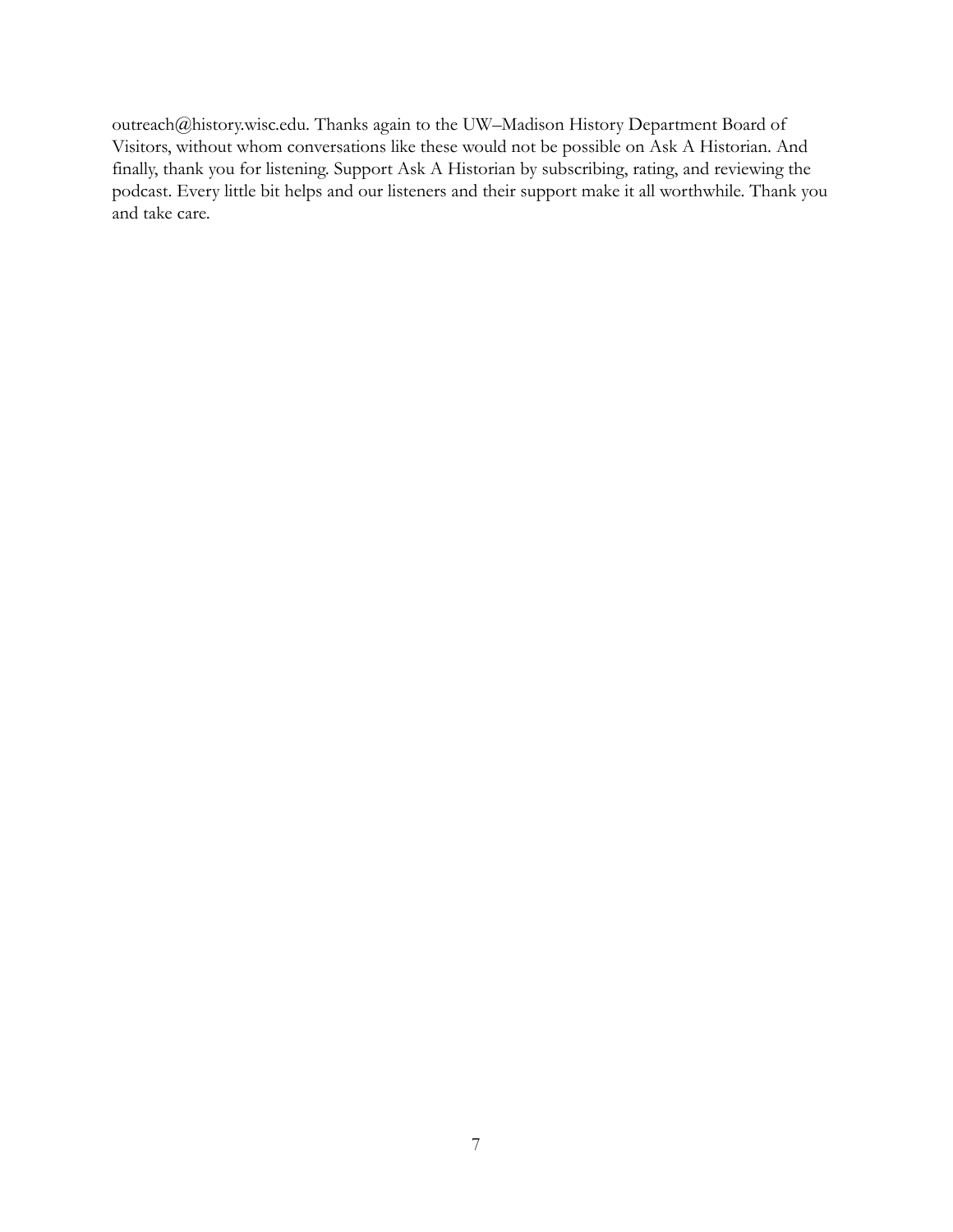outreach@history.wisc.edu. Thanks again to the UW–Madison History Department Board of Visitors, without whom conversations like these would not be possible on Ask A Historian. And finally, thank you for listening. Support Ask A Historian by subscribing, rating, and reviewing the podcast. Every little bit helps and our listeners and their support make it all worthwhile. Thank you and take care.